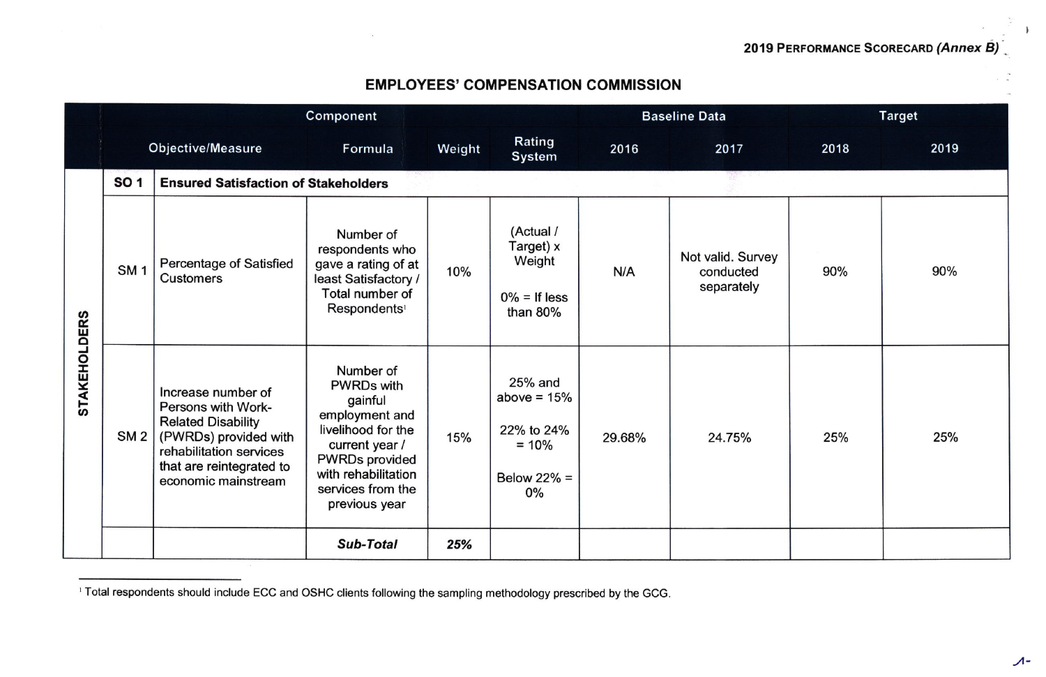2019 PERFORMANCE SCORECARD *(Annex B)*

## EMPLOYEES' COMPENSATION COMMISSION

| | Component | | | | | Baseline Data | | Target | |
|---|---|---|---|---|---|---|---|---|---|
| | Objective/Measure | | Formula | Weight | Rating System | 2016 | 2017 | 2018 | 2019 |
| **STAKEHOLDERS** | **SO 1** | **Ensured Satisfaction of Stakeholders** | | | | | | | |
| | SM 1 | Percentage of Satisfied Customers | Number of respondents who gave a rating of at least Satisfactory / Total number of Respondents[1] | 10% | (Actual / Target) x Weight<br><br>0% = If less than 80% | N/A | Not valid. Survey conducted separately | 90% | 90% |
| | SM 2 | Increase number of Persons with Work-Related Disability (PWRDs) provided with rehabilitation services that are reintegrated to economic mainstream | Number of PWRDs with gainful employment and livelihood for the current year / PWRDs provided with rehabilitation services from the previous year | 15% | 25% and above = 15%<br><br>22% to 24% = 10%<br><br>Below 22% = 0% | 29.68% | 24.75% | 25% | 25% |
| | | | ***Sub-Total*** | **25%** | | | | | |

[1] Total respondents should include ECC and OSHC clients following the sampling methodology prescribed by the GCG.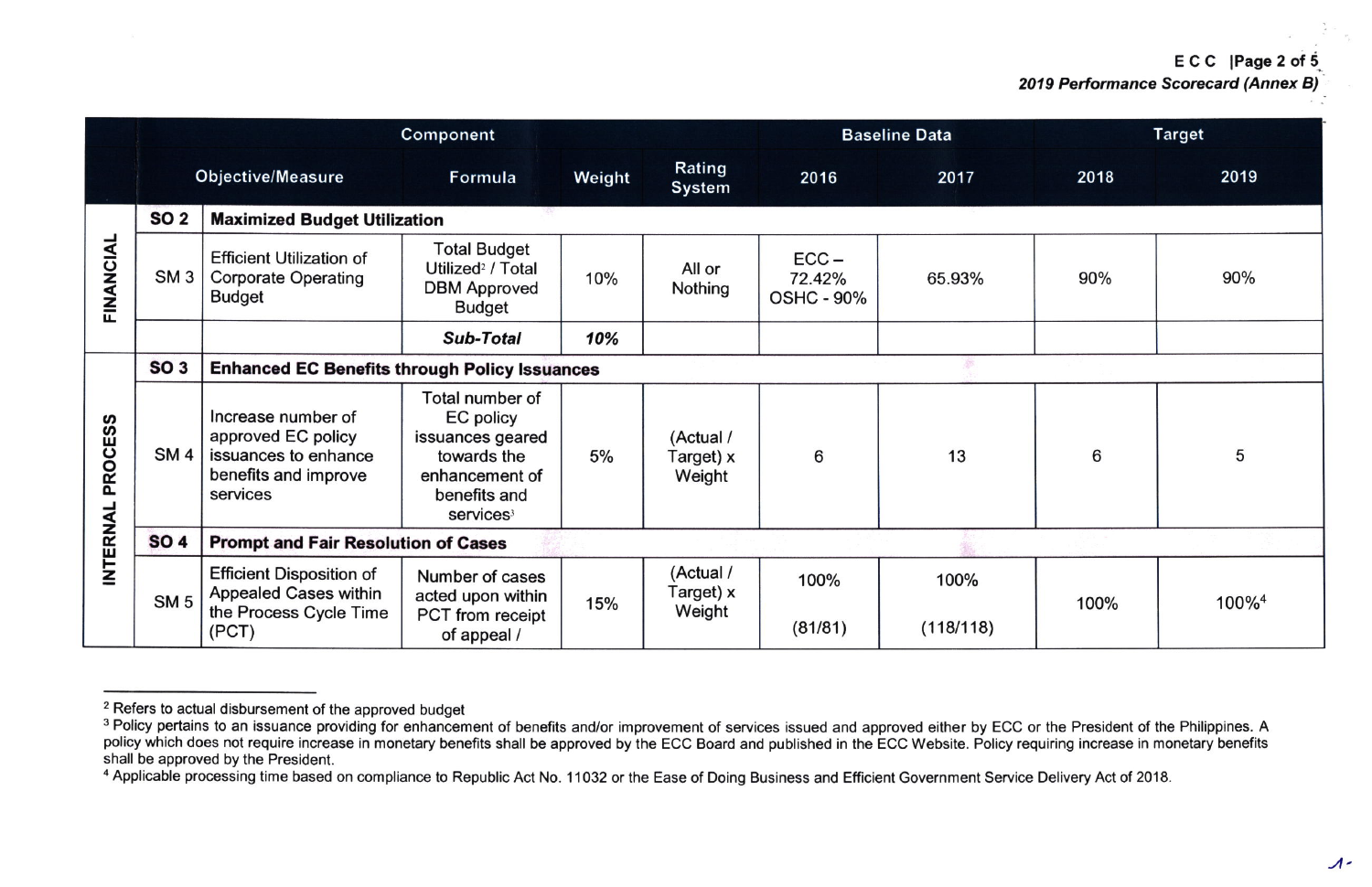| | Component | | | | | Baseline Data | | Target | |
|---|---|---|---|---|---|---|---|---|---|
| | Objective/Measure | | Formula | Weight | Rating System | 2016 | 2017 | 2018 | 2019 |
| FINANCIAL | SO 2 | Maximized Budget Utilization | | | | | | | |
| | SM 3 | Efficient Utilization of Corporate Operating Budget | Total Budget Utilized[2] / Total DBM Approved Budget | 10% | All or Nothing | ECC – 72.42% OSHC - 90% | 65.93% | 90% | 90% |
| | | | ***Sub-Total*** | **10%** | | | | | |
| INTERNAL PROCESS | SO 3 | Enhanced EC Benefits through Policy Issuances | | | | | | | |
| | SM 4 | Increase number of approved EC policy issuances to enhance benefits and improve services | Total number of EC policy issuances geared towards the enhancement of benefits and services[3] | 5% | (Actual / Target) x Weight | 6 | 13 | 6 | 5 |
| | SO 4 | Prompt and Fair Resolution of Cases | | | | | | | |
| | SM 5 | Efficient Disposition of Appealed Cases within the Process Cycle Time (PCT) | Number of cases acted upon within PCT from receipt of appeal / | 15% | (Actual / Target) x Weight | 100% (81/81) | 100% (118/118) | 100% | 100%[4] |

---

[2] Refers to actual disbursement of the approved budget

[3] Policy pertains to an issuance providing for enhancement of benefits and/or improvement of services issued and approved either by ECC or the President of the Philippines. A policy which does not require increase in monetary benefits shall be approved by the ECC Board and published in the ECC Website. Policy requiring increase in monetary benefits shall be approved by the President.

[4] Applicable processing time based on compliance to Republic Act No. 11032 or the Ease of Doing Business and Efficient Government Service Delivery Act of 2018.